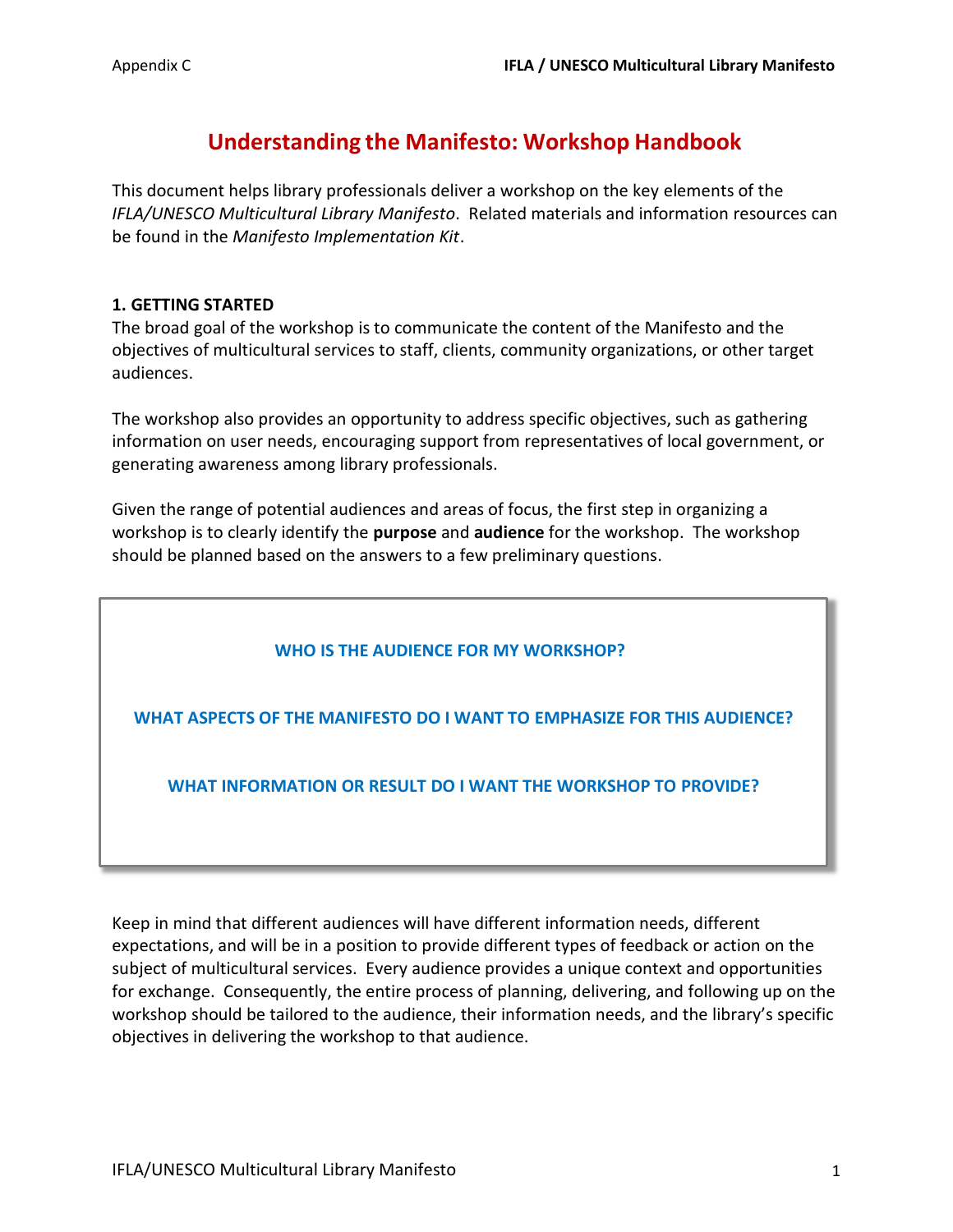# Understanding the Manifesto: Workshop Handbook

This document helps library professionals deliver a workshop on the key elements of the *IFLA/UNESCO Multicultural Library Manifesto*. Related materials and information resources can be found in the *Manifesto Implementation Kit*.

## 1. GETTING STARTED

The broad goal of the workshop is to communicate the content of the Manifesto and the objectives of multicultural services to staff, clients, community organizations, or other target audiences.

The workshop also provides an opportunity to address specific objectives, such as gathering information on user needs, encouraging support from representatives of local government, or generating awareness among library professionals.

Given the range of potential audiences and areas of focus, the first step in organizing a workshop is to clearly identify the **purpose** and **audience** for the workshop. The workshop should be planned based on the answers to a few preliminary questions.

> **WHO IS THE AUDIENCE FOR MY WORKSHOP?**
>
> **WHAT ASPECTS OF THE MANIFESTO DO I WANT TO EMPHASIZE FOR THIS AUDIENCE?**
>
> **WHAT INFORMATION OR RESULT DO I WANT THE WORKSHOP TO PROVIDE?**

Keep in mind that different audiences will have different information needs, different expectations, and will be in a position to provide different types of feedback or action on the subject of multicultural services. Every audience provides a unique context and opportunities for exchange. Consequently, the entire process of planning, delivering, and following up on the workshop should be tailored to the audience, their information needs, and the library's specific objectives in delivering the workshop to that audience.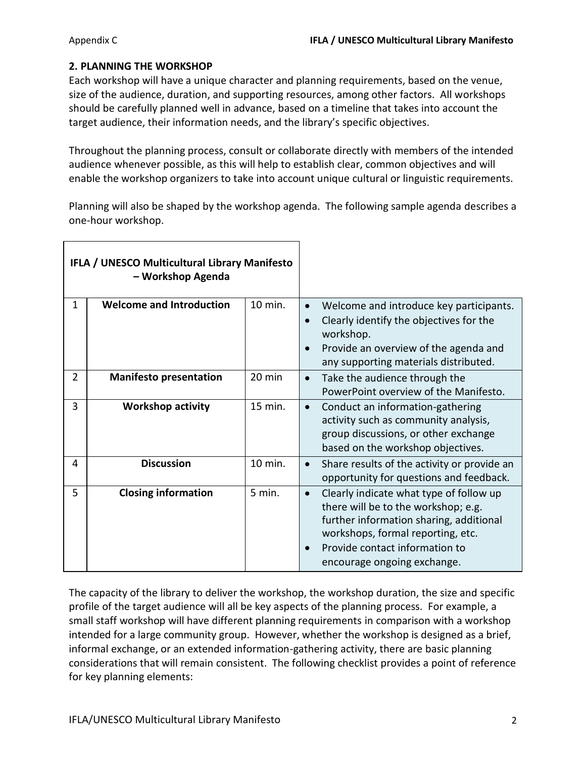## 2. PLANNING THE WORKSHOP

Each workshop will have a unique character and planning requirements, based on the venue, size of the audience, duration, and supporting resources, among other factors. All workshops should be carefully planned well in advance, based on a timeline that takes into account the target audience, their information needs, and the library's specific objectives.

Throughout the planning process, consult or collaborate directly with members of the intended audience whenever possible, as this will help to establish clear, common objectives and will enable the workshop organizers to take into account unique cultural or linguistic requirements.

Planning will also be shaped by the workshop agenda. The following sample agenda describes a one-hour workshop.

| **IFLA / UNESCO Multicultural Library Manifesto – Workshop Agenda** | | | |
|---|---|---|---|
| 1 | **Welcome and Introduction** | 10 min. | • Welcome and introduce key participants.<br>• Clearly identify the objectives for the workshop.<br>• Provide an overview of the agenda and any supporting materials distributed. |
| 2 | **Manifesto presentation** | 20 min | • Take the audience through the PowerPoint overview of the Manifesto. |
| 3 | **Workshop activity** | 15 min. | • Conduct an information-gathering activity such as community analysis, group discussions, or other exchange based on the workshop objectives. |
| 4 | **Discussion** | 10 min. | • Share results of the activity or provide an opportunity for questions and feedback. |
| 5 | **Closing information** | 5 min. | • Clearly indicate what type of follow up there will be to the workshop; e.g. further information sharing, additional workshops, formal reporting, etc.<br>• Provide contact information to encourage ongoing exchange. |

The capacity of the library to deliver the workshop, the workshop duration, the size and specific profile of the target audience will all be key aspects of the planning process. For example, a small staff workshop will have different planning requirements in comparison with a workshop intended for a large community group. However, whether the workshop is designed as a brief, informal exchange, or an extended information-gathering activity, there are basic planning considerations that will remain consistent. The following checklist provides a point of reference for key planning elements: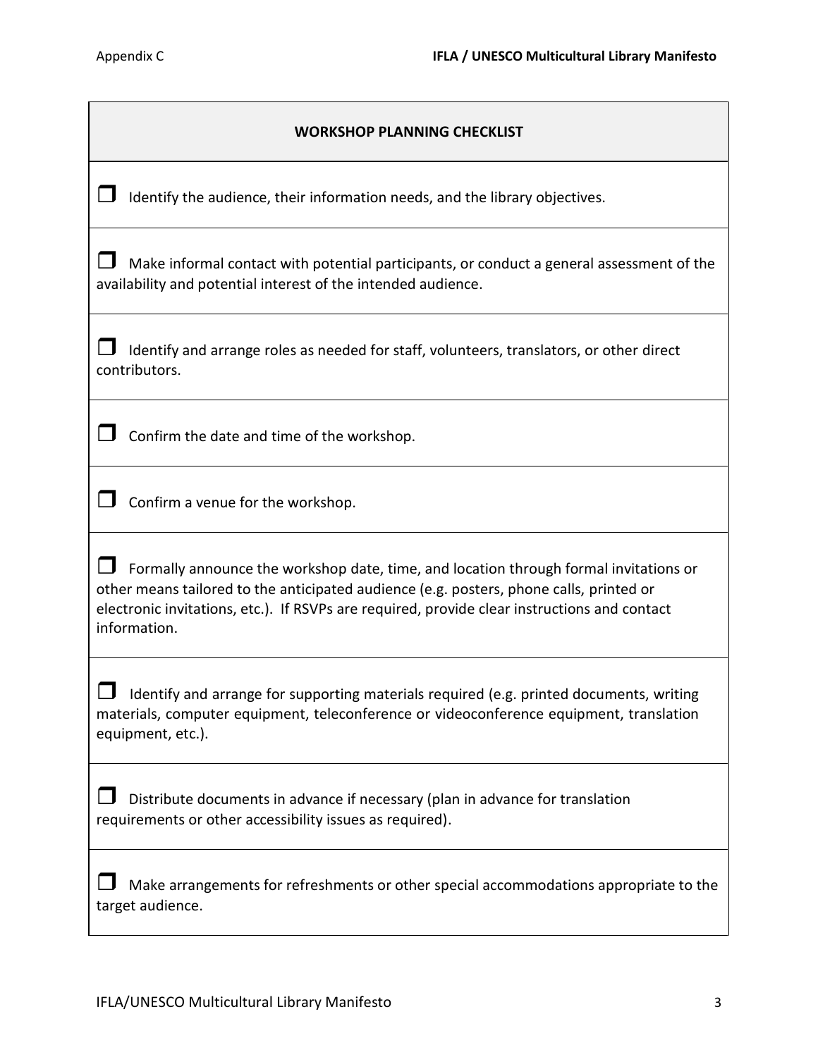| WORKSHOP PLANNING CHECKLIST |
|---|
| ❒ Identify the audience, their information needs, and the library objectives. |
| ❒ Make informal contact with potential participants, or conduct a general assessment of the availability and potential interest of the intended audience. |
| ❒ Identify and arrange roles as needed for staff, volunteers, translators, or other direct contributors. |
| ❒ Confirm the date and time of the workshop. |
| ❒ Confirm a venue for the workshop. |
| ❒ Formally announce the workshop date, time, and location through formal invitations or other means tailored to the anticipated audience (e.g. posters, phone calls, printed or electronic invitations, etc.). If RSVPs are required, provide clear instructions and contact information. |
| ❒ Identify and arrange for supporting materials required (e.g. printed documents, writing materials, computer equipment, teleconference or videoconference equipment, translation equipment, etc.). |
| ❒ Distribute documents in advance if necessary (plan in advance for translation requirements or other accessibility issues as required). |
| ❒ Make arrangements for refreshments or other special accommodations appropriate to the target audience. |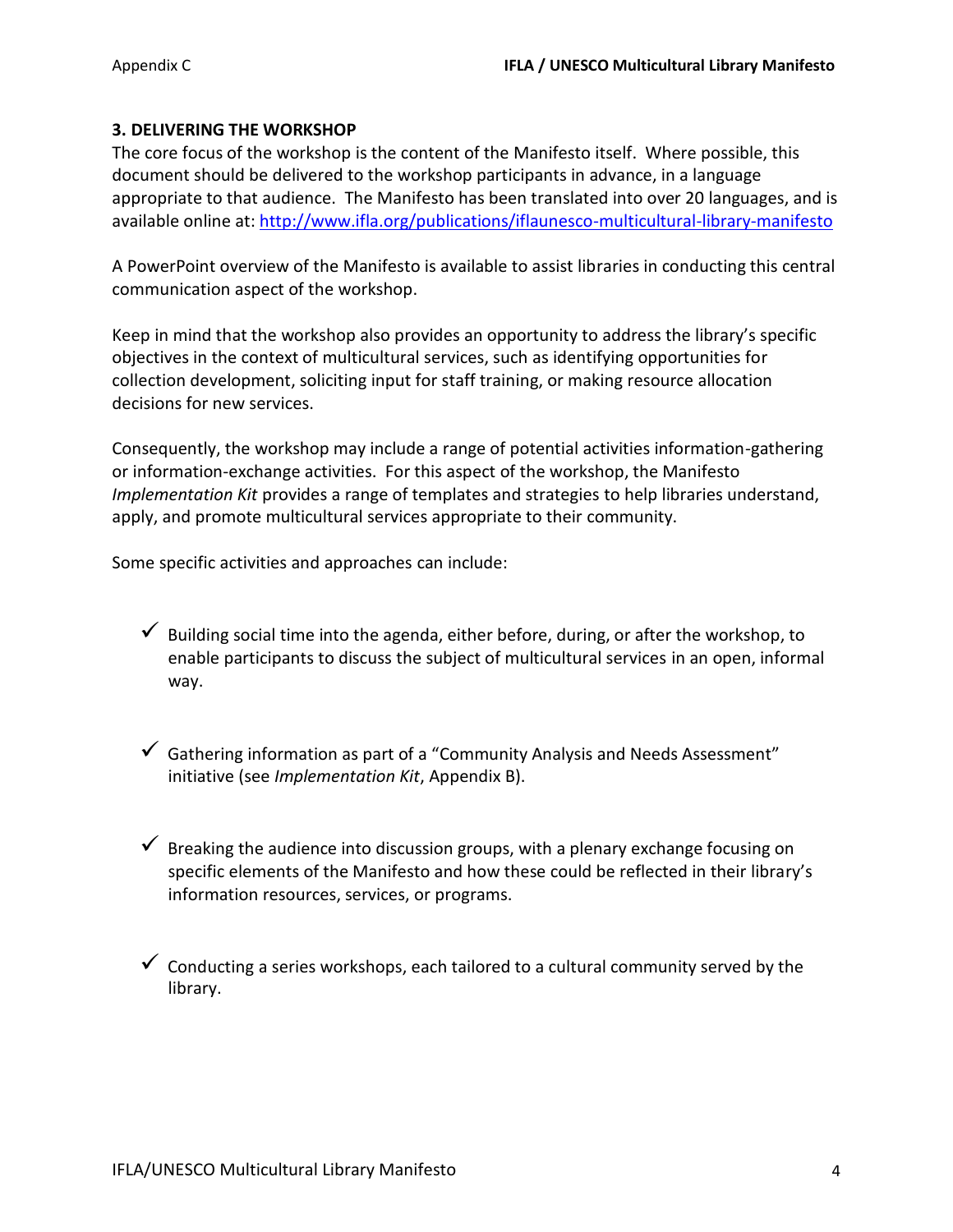### 3. DELIVERING THE WORKSHOP

The core focus of the workshop is the content of the Manifesto itself. Where possible, this document should be delivered to the workshop participants in advance, in a language appropriate to that audience. The Manifesto has been translated into over 20 languages, and is available online at: http://www.ifla.org/publications/iflaunesco-multicultural-library-manifesto

A PowerPoint overview of the Manifesto is available to assist libraries in conducting this central communication aspect of the workshop.

Keep in mind that the workshop also provides an opportunity to address the library's specific objectives in the context of multicultural services, such as identifying opportunities for collection development, soliciting input for staff training, or making resource allocation decisions for new services.

Consequently, the workshop may include a range of potential activities information-gathering or information-exchange activities. For this aspect of the workshop, the Manifesto *Implementation Kit* provides a range of templates and strategies to help libraries understand, apply, and promote multicultural services appropriate to their community.

Some specific activities and approaches can include:

- ✓ Building social time into the agenda, either before, during, or after the workshop, to enable participants to discuss the subject of multicultural services in an open, informal way.
- ✓ Gathering information as part of a "Community Analysis and Needs Assessment" initiative (see *Implementation Kit*, Appendix B).
- ✓ Breaking the audience into discussion groups, with a plenary exchange focusing on specific elements of the Manifesto and how these could be reflected in their library's information resources, services, or programs.
- ✓ Conducting a series workshops, each tailored to a cultural community served by the library.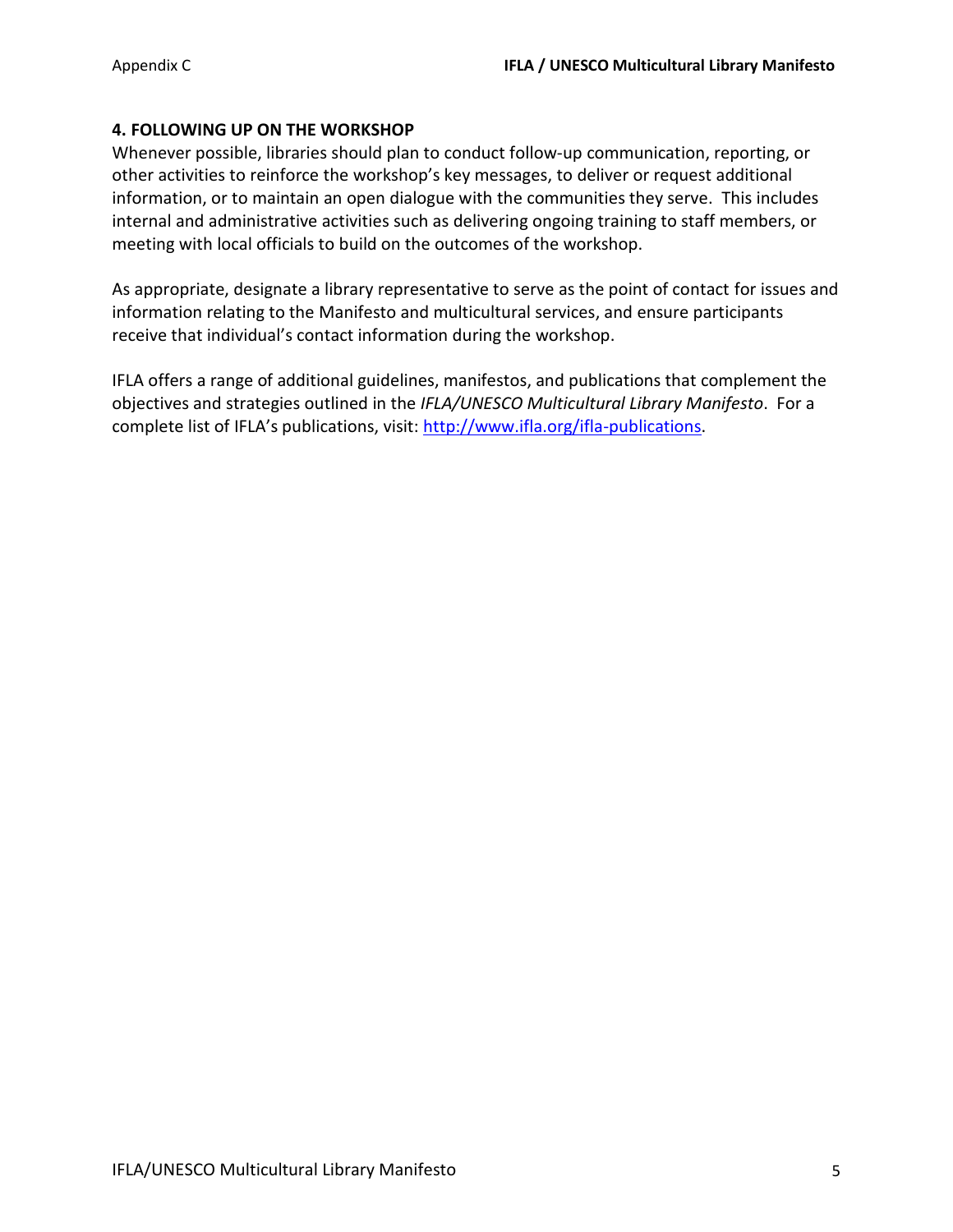## 4. FOLLOWING UP ON THE WORKSHOP

Whenever possible, libraries should plan to conduct follow-up communication, reporting, or other activities to reinforce the workshop's key messages, to deliver or request additional information, or to maintain an open dialogue with the communities they serve. This includes internal and administrative activities such as delivering ongoing training to staff members, or meeting with local officials to build on the outcomes of the workshop.

As appropriate, designate a library representative to serve as the point of contact for issues and information relating to the Manifesto and multicultural services, and ensure participants receive that individual's contact information during the workshop.

IFLA offers a range of additional guidelines, manifestos, and publications that complement the objectives and strategies outlined in the *IFLA/UNESCO Multicultural Library Manifesto*. For a complete list of IFLA's publications, visit: http://www.ifla.org/ifla-publications.